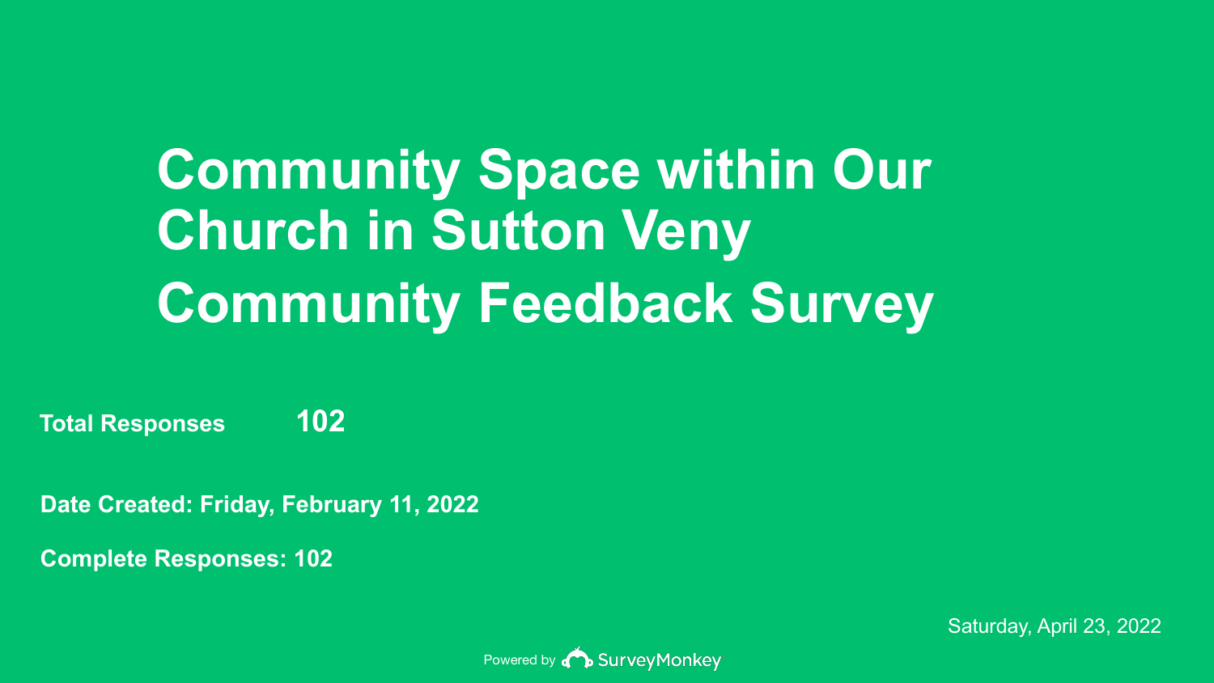# Community Space within Our Church in Sutton Veny

# Community Feedback Survey

**Total Responses** **102**

**Date Created: Friday, February 11, 2022**

**Complete Responses: 102**

Saturday, April 23, 2022

Powered by SurveyMonkey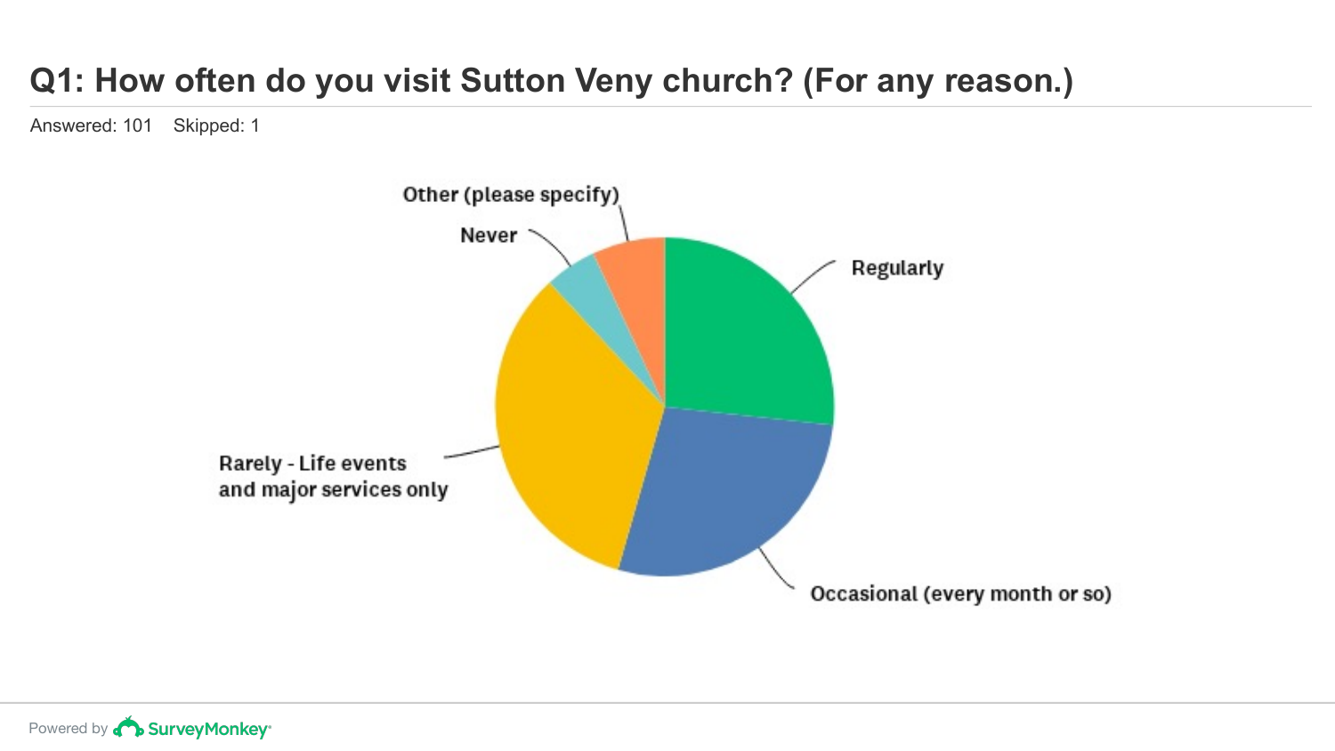# Q1: How often do you visit Sutton Veny church? (For any reason.)

Answered: 101 Skipped: 1

Other (please specify)

Never

Regularly

Rarely - Life events and major services only

Occasional (every month or so)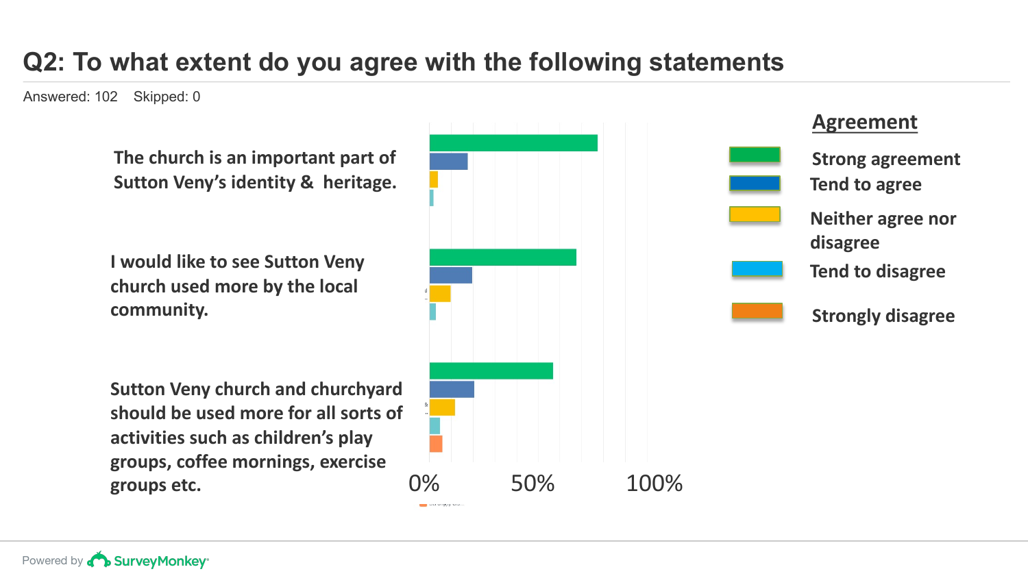# Q2: To what extent do you agree with the following statements

Answered: 102 Skipped: 0

The church is an important part of Sutton Veny's identity & heritage.

I would like to see Sutton Veny church used more by the local community.

Sutton Veny church and churchyard should be used more for all sorts of activities such as children's play groups, coffee mornings, exercise groups etc.

0% 50% 100%

**Agreement**

- Strong agreement
- Tend to agree
- Neither agree nor disagree
- Tend to disagree
- Strongly disagree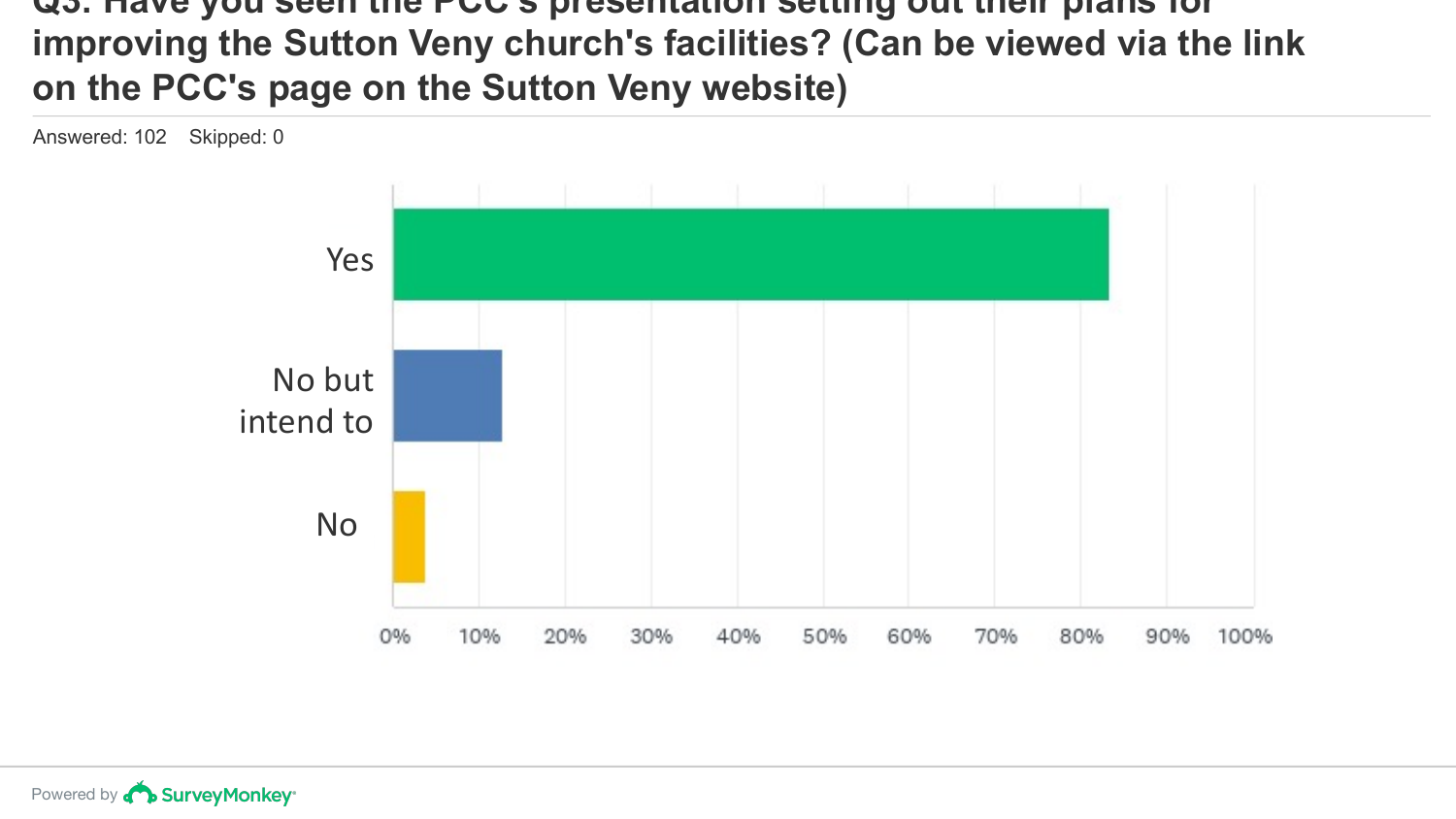## Q3: Have you seen the PCC's presentation setting out their plans for improving the Sutton Veny church's facilities? (Can be viewed via the link on the PCC's page on the Sutton Veny website)

Answered: 102 Skipped: 0

Yes

No but intend to

No

0% 10% 20% 30% 40% 50% 60% 70% 80% 90% 100%

Powered by SurveyMonkey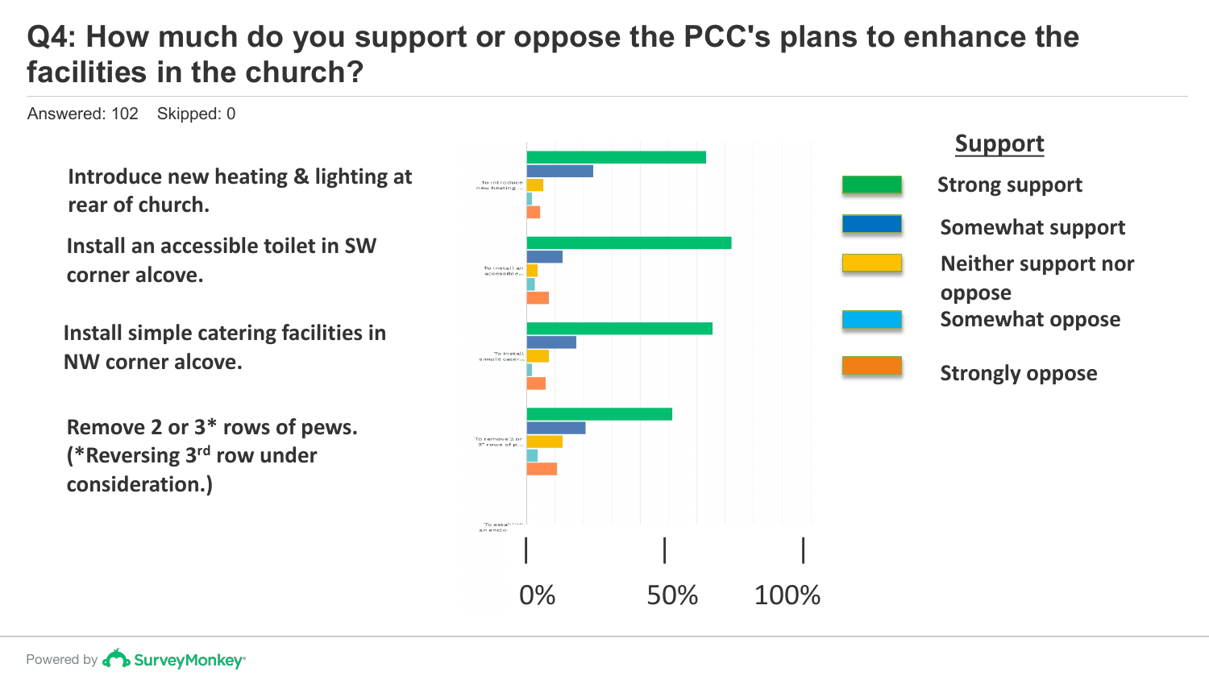# Q4: How much do you support or oppose the PCC's plans to enhance the facilities in the church?

Answered: 102 Skipped: 0

**Introduce new heating & lighting at rear of church.**

**Install an accessible toilet in SW corner alcove.**

**Install simple catering facilities in NW corner alcove.**

**Remove 2 or 3* rows of pews. (*Reversing 3rd row under consideration.)**

0% 50% 100%

**Support**

- Strong support
- Somewhat support
- Neither support nor oppose
- Somewhat oppose
- Strongly oppose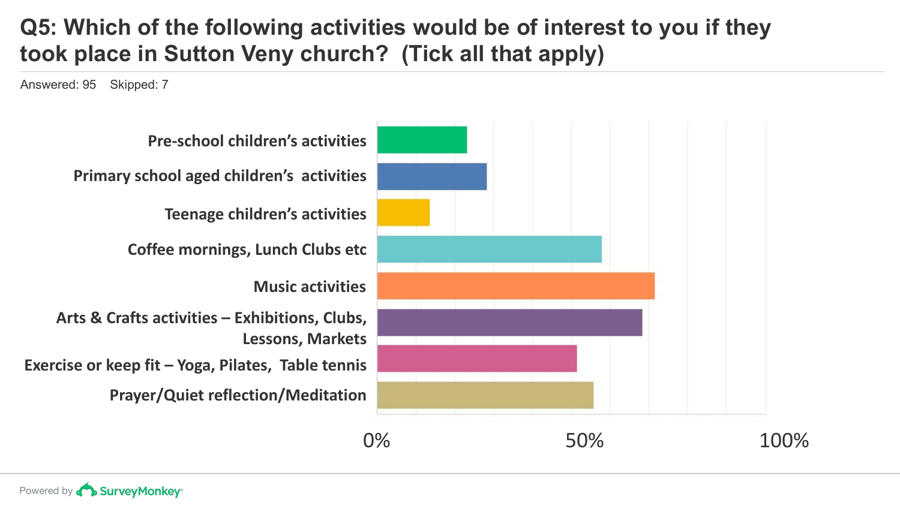# Q5: Which of the following activities would be of interest to you if they took place in Sutton Veny church? (Tick all that apply)

Answered: 95 Skipped: 7

- Pre-school children's activities
- Primary school aged children's activities
- Teenage children's activities
- Coffee mornings, Lunch Clubs etc
- Music activities
- Arts & Crafts activities – Exhibitions, Clubs, Lessons, Markets
- Exercise or keep fit – Yoga, Pilates, Table tennis
- Prayer/Quiet reflection/Meditation

0% 50% 100%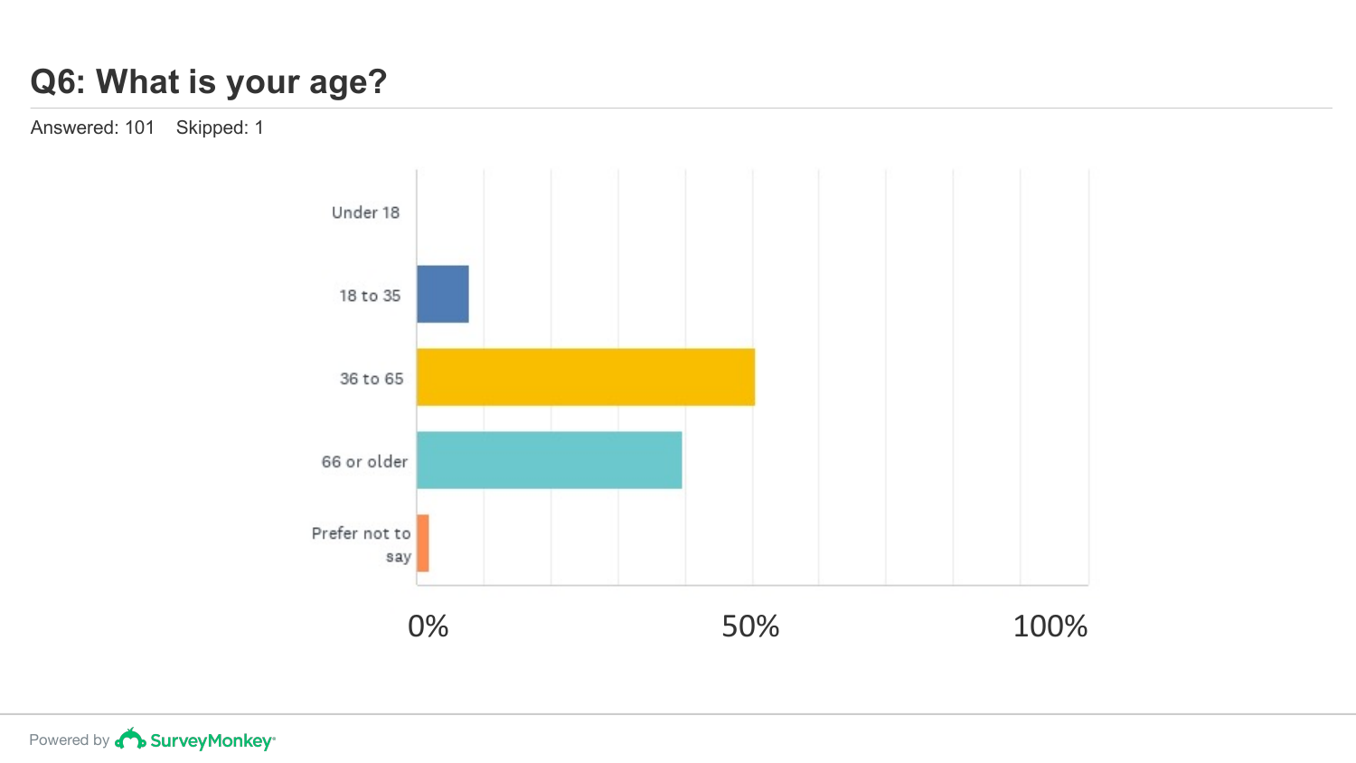# Q6: What is your age?

Answered: 101    Skipped: 1

Under 18

18 to 35

36 to 65

66 or older

Prefer not to say

0%

50%

100%

Powered by SurveyMonkey